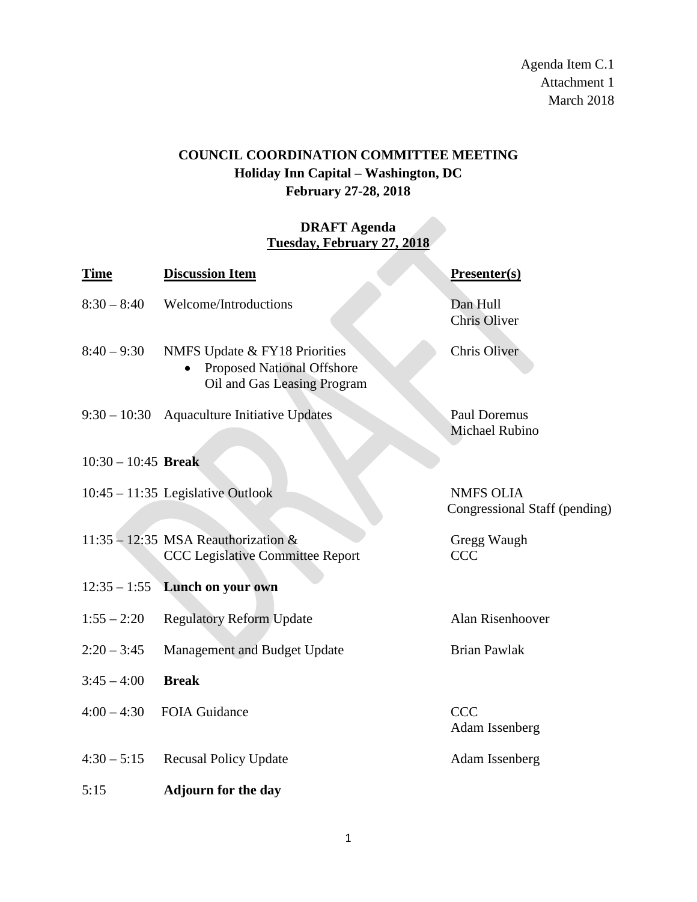Agenda Item C.1
Attachment 1
March 2018

**COUNCIL COORDINATION COMMITTEE MEETING**
**Holiday Inn Capital – Washington, DC**
**February 27-28, 2018**

**DRAFT Agenda**
**Tuesday, February 27, 2018**

| Time | Discussion Item | Presenter(s) |
|---|---|---|
| 8:30 – 8:40 | Welcome/Introductions | Dan Hull<br>Chris Oliver |
| 8:40 – 9:30 | NMFS Update & FY18 Priorities<br>• Proposed National Offshore Oil and Gas Leasing Program | Chris Oliver |
| 9:30 – 10:30 | Aquaculture Initiative Updates | Paul Doremus<br>Michael Rubino |
| 10:30 – 10:45 | **Break** | |
| 10:45 – 11:35 | Legislative Outlook | NMFS OLIA<br>Congressional Staff (pending) |
| 11:35 – 12:35 | MSA Reauthorization &<br>CCC Legislative Committee Report | Gregg Waugh<br>CCC |
| 12:35 – 1:55 | **Lunch on your own** | |
| 1:55 – 2:20 | Regulatory Reform Update | Alan Risenhoover |
| 2:20 – 3:45 | Management and Budget Update | Brian Pawlak |
| 3:45 – 4:00 | **Break** | |
| 4:00 – 4:30 | FOIA Guidance | CCC<br>Adam Issenberg |
| 4:30 – 5:15 | Recusal Policy Update | Adam Issenberg |
| 5:15 | **Adjourn for the day** | |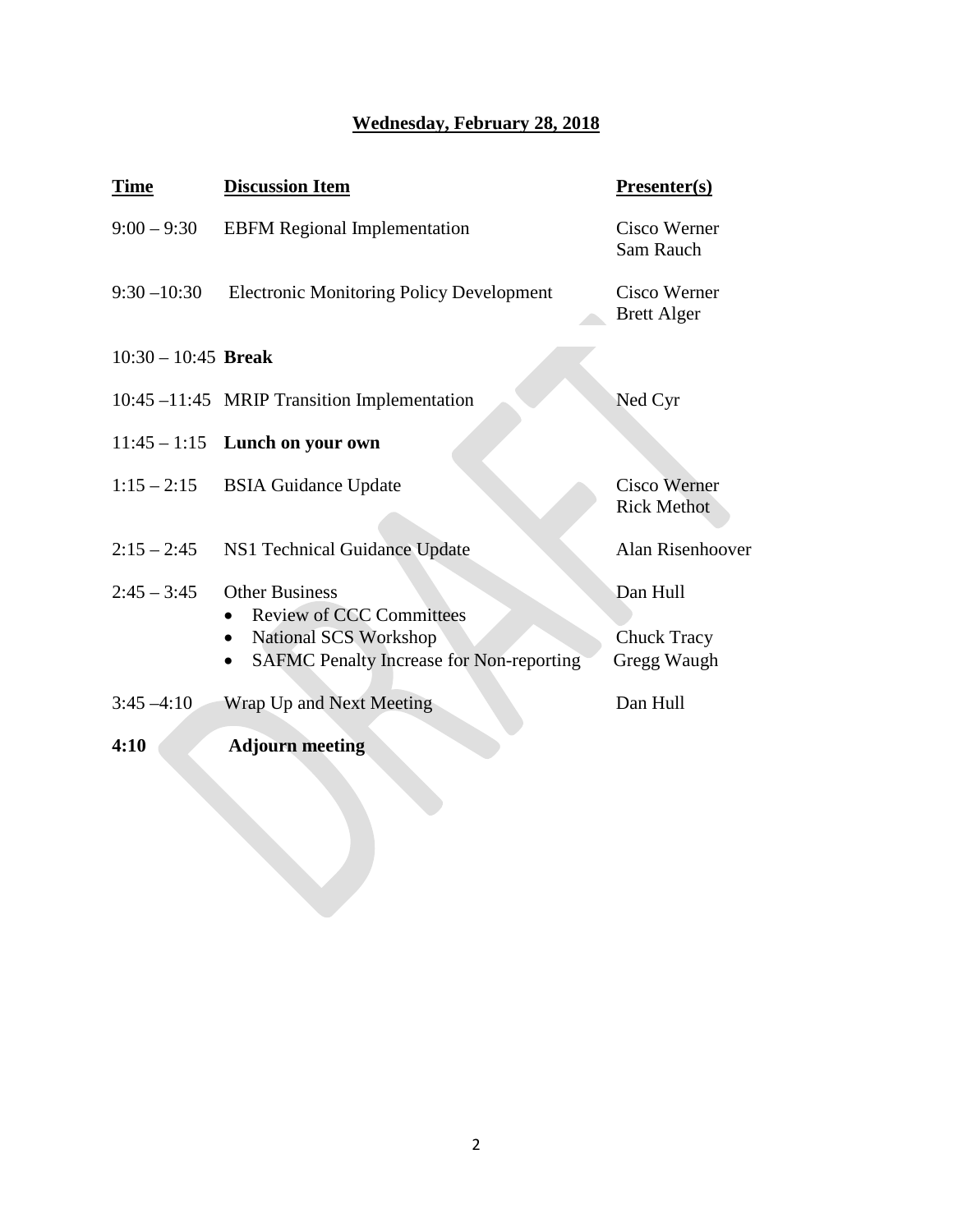**Wednesday, February 28, 2018**

| Time | Discussion Item | Presenter(s) |
| --- | --- | --- |
| 9:00 – 9:30 | EBFM Regional Implementation | Cisco Werner<br>Sam Rauch |
| 9:30 –10:30 | Electronic Monitoring Policy Development | Cisco Werner<br>Brett Alger |
| 10:30 – 10:45 | **Break** | |
| 10:45 –11:45 | MRIP Transition Implementation | Ned Cyr |
| 11:45 – 1:15 | **Lunch on your own** | |
| 1:15 – 2:15 | BSIA Guidance Update | Cisco Werner<br>Rick Methot |
| 2:15 – 2:45 | NS1 Technical Guidance Update | Alan Risenhoover |
| 2:45 – 3:45 | Other Business<br>• Review of CCC Committees<br>• National SCS Workshop<br>• SAFMC Penalty Increase for Non-reporting | Dan Hull<br><br>Chuck Tracy<br>Gregg Waugh |
| 3:45 –4:10 | Wrap Up and Next Meeting | Dan Hull |
| **4:10** | **Adjourn meeting** | |